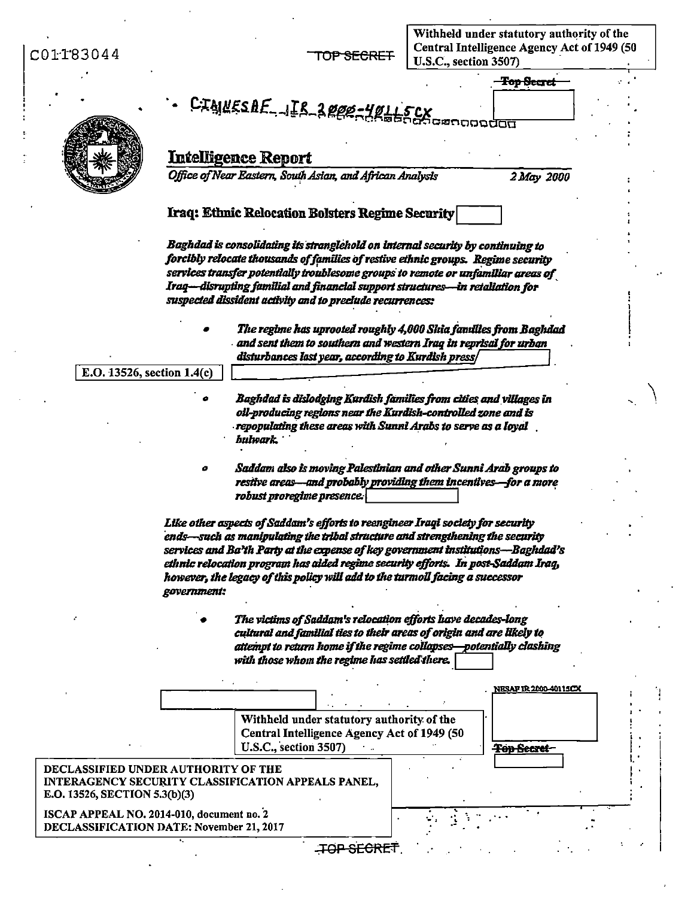C01183044

TOP SECRET

Withheld under statutory authority of the Central Intelligence Agency Act of 1949 (50 U.S.C., section 3507)

Top Secret

CIANESAF IR 2000-40115CX

# Intelligence Report

*Office of Near Eastern, South Asian, and African Analysis* — *2 May 2000*

## Iraq: Ethnic Relocation Bolsters Regime Security

***Baghdad is consolidating its stranglehold on internal security by continuing to forcibly relocate thousands of families of restive ethnic groups. Regime security services transfer potentially troublesome groups to remote or unfamiliar areas of Iraq—disrupting familial and financial support structures—in retaliation for suspected dissident activity and to preclude recurrences:***

- ***The regime has uprooted roughly 4,000 Shia families from Baghdad and sent them to southern and western Iraq in reprisal for urban disturbances last year, according to Kurdish press***

E.O. 13526, section 1.4(c)

- ***Baghdad is dislodging Kurdish families from cities and villages in oil-producing regions near the Kurdish-controlled zone and is repopulating these areas with Sunni Arabs to serve as a loyal bulwark.***

- ***Saddam also is moving Palestinian and other Sunni Arab groups to restive areas—and probably providing them incentives—for a more robust proregime presence.***

***Like other aspects of Saddam's efforts to reengineer Iraqi society for security ends—such as manipulating the tribal structure and strengthening the security services and Ba'th Party at the expense of key government institutions—Baghdad's ethnic relocation program has aided regime security efforts. In post-Saddam Iraq, however, the legacy of this policy will add to the turmoil facing a successor government:***

- ***The victims of Saddam's relocation efforts have decades-long cultural and familial ties to their areas of origin and are likely to attempt to return home if the regime collapses—potentially clashing with those whom the regime has settled there.***

NESAF IR 2000-40115CX

Withheld under statutory authority of the Central Intelligence Agency Act of 1949 (50 U.S.C., section 3507)

Top Secret

DECLASSIFIED UNDER AUTHORITY OF THE INTERAGENCY SECURITY CLASSIFICATION APPEALS PANEL, E.O. 13526, SECTION 5.3(b)(3)

ISCAP APPEAL NO. 2014-010, document no. 2
DECLASSIFICATION DATE: November 21, 2017

TOP SECRET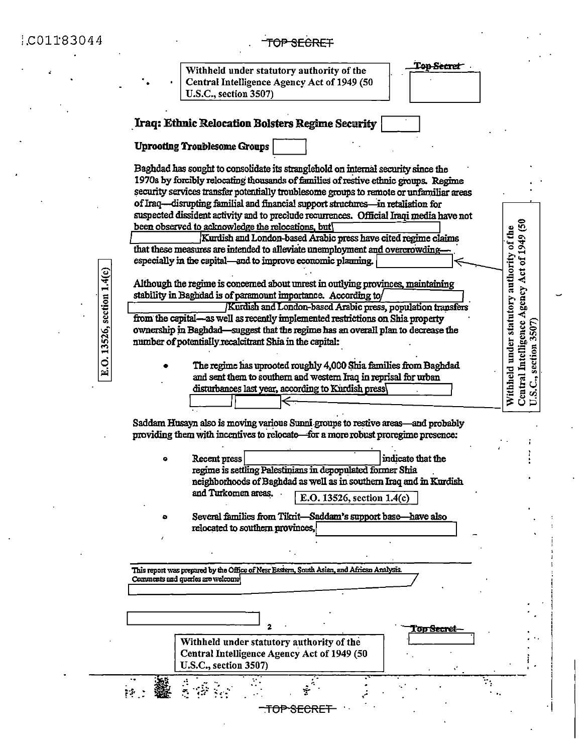Withheld under statutory authority of the Central Intelligence Agency Act of 1949 (50 U.S.C., section 3507)

Top Secret

## Iraq: Ethnic Relocation Bolsters Regime Security

### Uprooting Troublesome Groups

Baghdad has sought to consolidate its stranglehold on internal security since the 1970s by forcibly relocating thousands of families of restive ethnic groups. Regime security services transfer potentially troublesome groups to remote or unfamiliar areas of Iraq—disrupting familial and financial support structures—in retaliation for suspected dissident activity and to preclude recurrences. Official Iraqi media have not been observed to acknowledge the relocations, but Kurdish and London-based Arabic press have cited regime claims that these measures are intended to alleviate unemployment and overcrowding—especially in the capital—and to improve economic planning.

Although the regime is concerned about unrest in outlying provinces, maintaining stability in Baghdad is of paramount importance. According to Kurdish and London-based Arabic press, population transfers from the capital—as well as recently implemented restrictions on Shia property ownership in Baghdad—suggest that the regime has an overall plan to decrease the number of potentially recalcitrant Shia in the capital:

- The regime has uprooted roughly 4,000 Shia families from Baghdad and sent them to southern and western Iraq in reprisal for urban disturbances last year, according to Kurdish press

Withheld under statutory authority of the Central Intelligence Agency Act of 1949 (50 U.S.C., section 3507)

E.O. 13526, section 1.4(c)

Saddam Husayn also is moving various Sunni groups to restive areas—and probably providing them with incentives to relocate—for a more robust proregime presence:

- Recent press indicate that the regime is settling Palestinians in depopulated former Shia neighborhoods of Baghdad as well as in southern Iraq and in Kurdish and Turkomen areas. E.O. 13526, section 1.4(c)
- Several families from Tikrit—Saddam's support base—have also relocated to southern provinces,

This report was prepared by the Office of Near Eastern, South Asian, and African Analysis. Comments and queries are welcome

Top Secret

Withheld under statutory authority of the Central Intelligence Agency Act of 1949 (50 U.S.C., section 3507)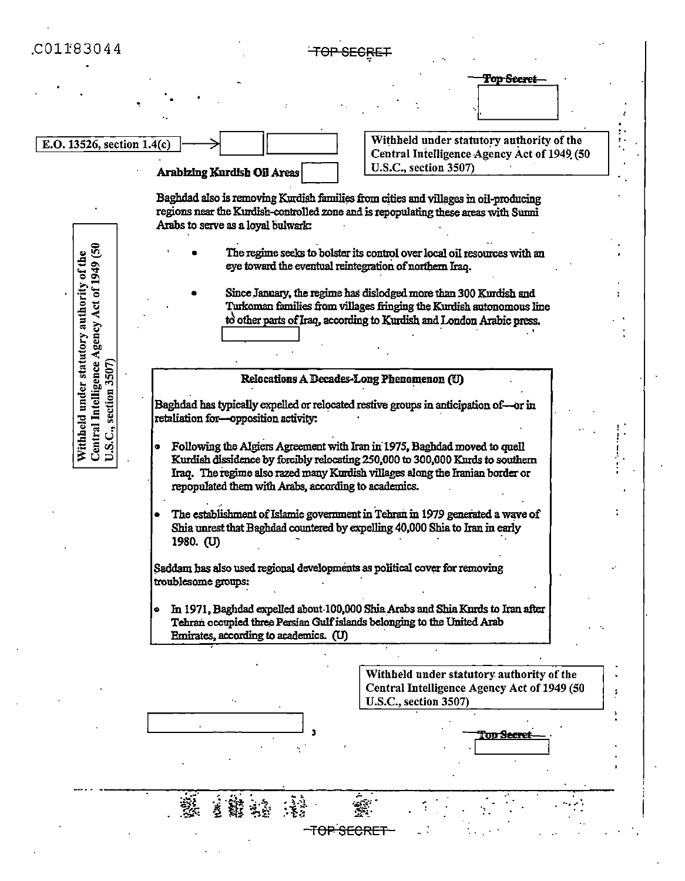E.O. 13526, section 1.4(c)

Withheld under statutory authority of the Central Intelligence Agency Act of 1949 (50 U.S.C., section 3507)

### Arabizing Kurdish Oil Areas

Baghdad also is removing Kurdish families from cities and villages in oil-producing regions near the Kurdish-controlled zone and is repopulating these areas with Sunni Arabs to serve as a loyal bulwark:

Withheld under statutory authority of the Central Intelligence Agency Act of 1949 (50 U.S.C., section 3507)

- The regime seeks to bolster its control over local oil resources with an eye toward the eventual reintegration of northern Iraq.
- Since January, the regime has dislodged more than 300 Kurdish and Turkoman families from villages fringing the Kurdish autonomous line to other parts of Iraq, according to Kurdish and London Arabic press.

**Relocations A Decades-Long Phenomenon (U)**

Baghdad has typically expelled or relocated restive groups in anticipation of—or in retaliation for—opposition activity:

- Following the Algiers Agreement with Iran in 1975, Baghdad moved to quell Kurdish dissidence by forcibly relocating 250,000 to 300,000 Kurds to southern Iraq. The regime also razed many Kurdish villages along the Iranian border or repopulated them with Arabs, according to academics.
- The establishment of Islamic government in Tehran in 1979 generated a wave of Shia unrest that Baghdad countered by expelling 40,000 Shia to Iran in early 1980. (U)

Saddam has also used regional developments as political cover for removing troublesome groups:

- In 1971, Baghdad expelled about 100,000 Shia Arabs and Shia Kurds to Iran after Tehran occupied three Persian Gulf islands belonging to the United Arab Emirates, according to academics. (U)

Withheld under statutory authority of the Central Intelligence Agency Act of 1949 (50 U.S.C., section 3507)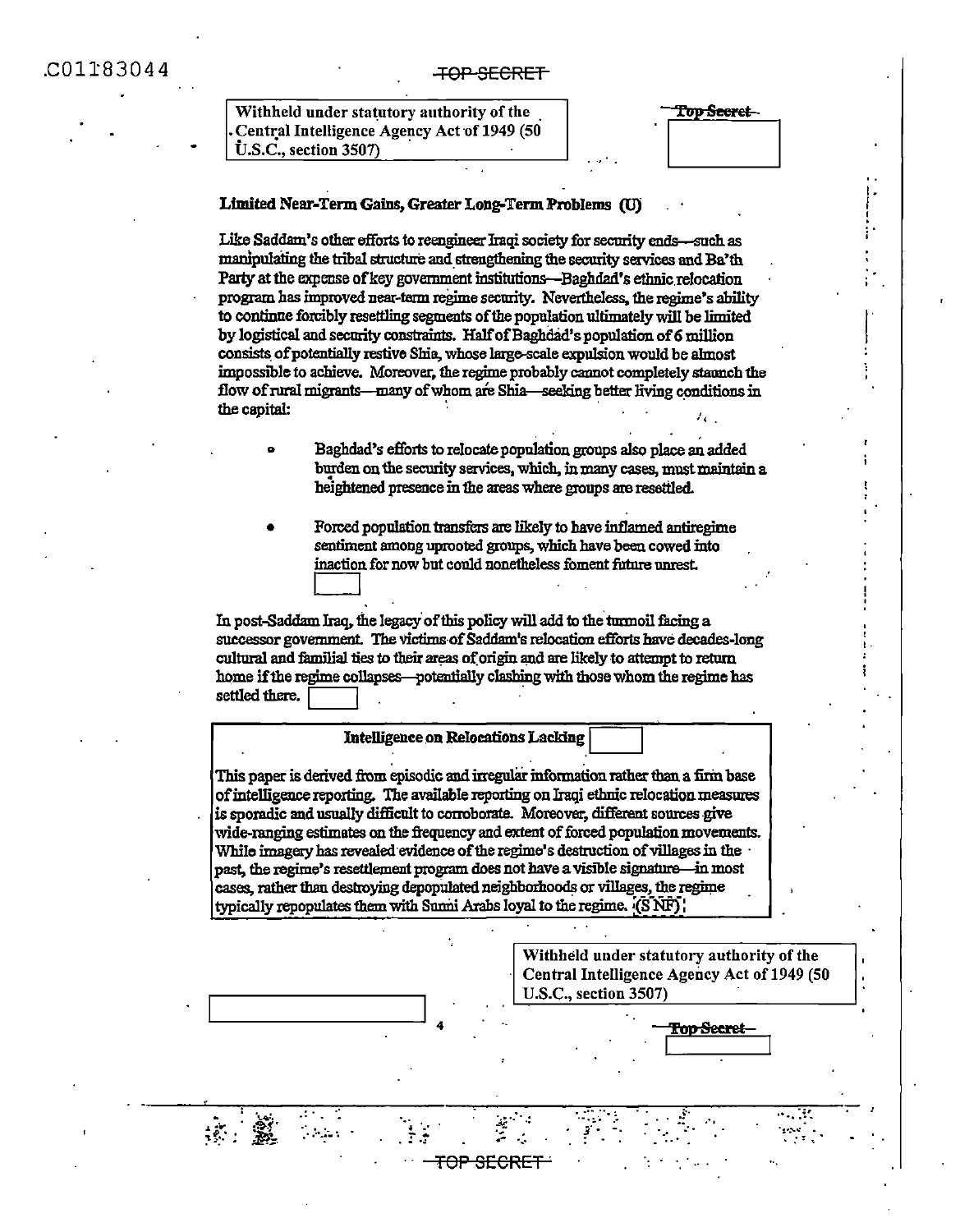Withheld under statutory authority of the Central Intelligence Agency Act of 1949 (50 U.S.C., section 3507)

### Limited Near-Term Gains, Greater Long-Term Problems (U)

Like Saddam's other efforts to reengineer Iraqi society for security ends—such as manipulating the tribal structure and strengthening the security services and Ba'th Party at the expense of key government institutions—Baghdad's ethnic relocation program has improved near-term regime security. Nevertheless, the regime's ability to continue forcibly resettling segments of the population ultimately will be limited by logistical and security constraints. Half of Baghdad's population of 6 million consists of potentially restive Shia, whose large-scale expulsion would be almost impossible to achieve. Moreover, the regime probably cannot completely staunch the flow of rural migrants—many of whom are Shia—seeking better living conditions in the capital:

- Baghdad's efforts to relocate population groups also place an added burden on the security services, which, in many cases, must maintain a heightened presence in the areas where groups are resettled.
- Forced population transfers are likely to have inflamed antiregime sentiment among uprooted groups, which have been cowed into inaction for now but could nonetheless foment future unrest.

In post-Saddam Iraq, the legacy of this policy will add to the turmoil facing a successor government. The victims of Saddam's relocation efforts have decades-long cultural and familial ties to their areas of origin and are likely to attempt to return home if the regime collapses—potentially clashing with those whom the regime has settled there.

**Intelligence on Relocations Lacking**

This paper is derived from episodic and irregular information rather than a firm base of intelligence reporting. The available reporting on Iraqi ethnic relocation measures is sporadic and usually difficult to corroborate. Moreover, different sources give wide-ranging estimates on the frequency and extent of forced population movements. While imagery has revealed evidence of the regime's destruction of villages in the past, the regime's resettlement program does not have a visible signature—in most cases, rather than destroying depopulated neighborhoods or villages, the regime typically repopulates them with Sunni Arabs loyal to the regime. (S NF)

Withheld under statutory authority of the Central Intelligence Agency Act of 1949 (50 U.S.C., section 3507)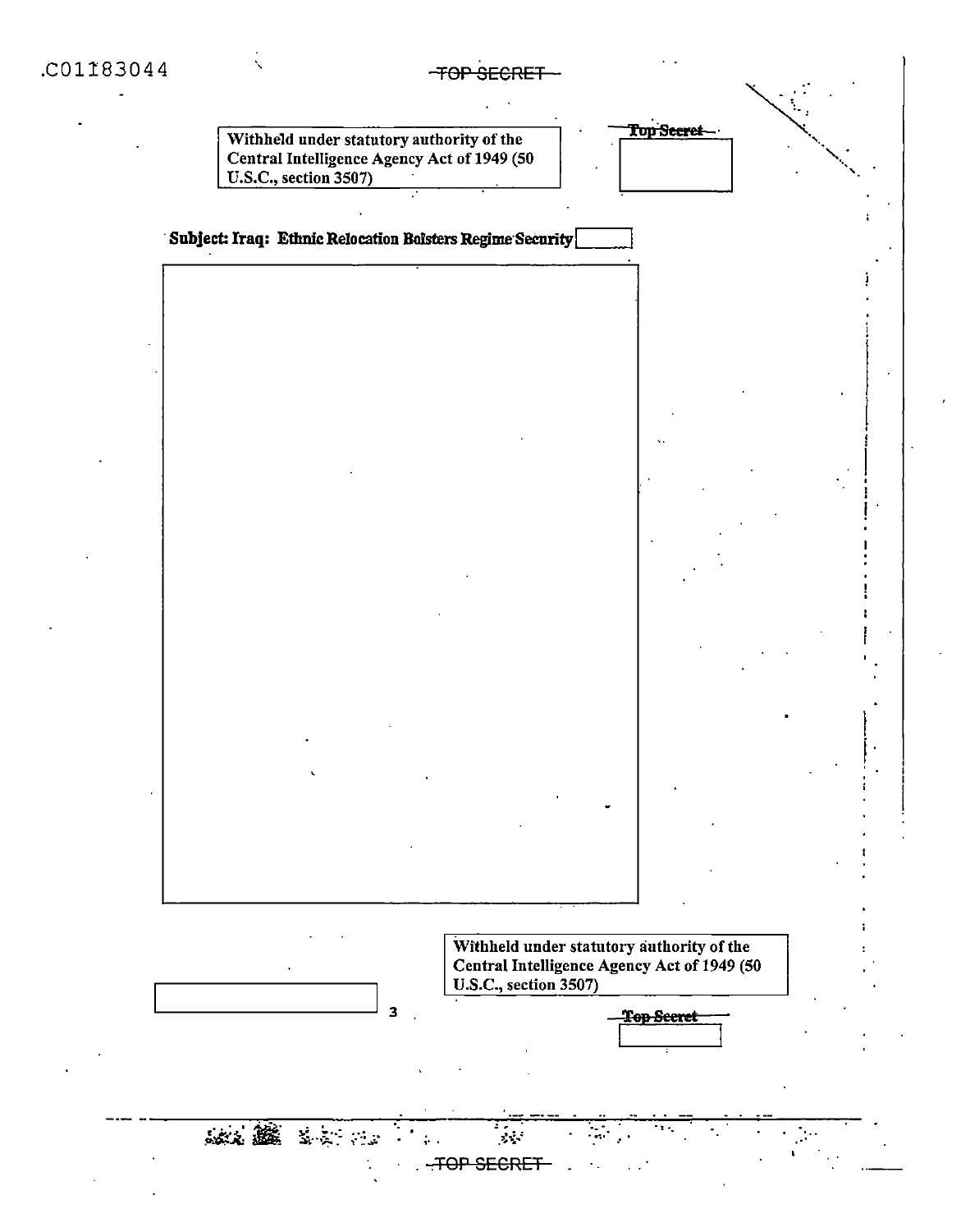C01183044

Withheld under statutory authority of the Central Intelligence Agency Act of 1949 (50 U.S.C., section 3507)

~~Top Secret~~

**Subject: Iraq: Ethnic Relocation Bolsters Regime Security**

Withheld under statutory authority of the Central Intelligence Agency Act of 1949 (50 U.S.C., section 3507)

~~Top Secret~~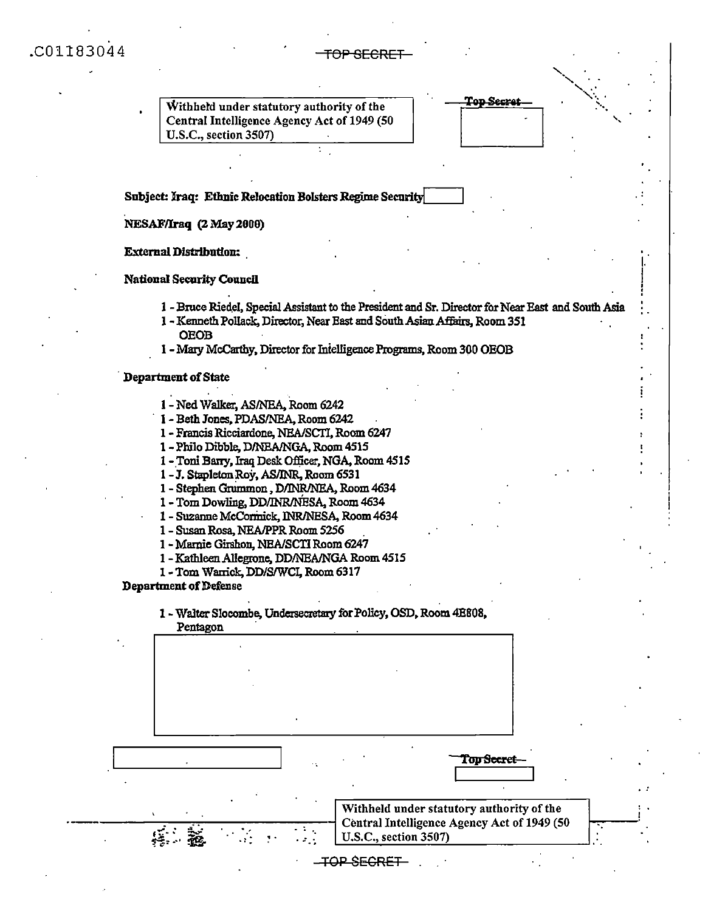Withheld under statutory authority of the Central Intelligence Agency Act of 1949 (50 U.S.C., section 3507)

~~Top Secret~~

**Subject: Iraq: Ethnic Relocation Bolsters Regime Security**

**NESAF/Iraq (2 May 2000)**

**External Distribution:**

**National Security Council**

- 1 - Bruce Riedel, Special Assistant to the President and Sr. Director for Near East and South Asia
- 1 - Kenneth Pollack, Director, Near East and South Asian Affairs, Room 351 OEOB
- 1 - Mary McCarthy, Director for Intelligence Programs, Room 300 OEOB

**Department of State**

- 1 - Ned Walker, AS/NEA, Room 6242
- 1 - Beth Jones, PDAS/NEA, Room 6242
- 1 - Francis Ricciardone, NEA/SCTI, Room 6247
- 1 - Philo Dibble, D/NEA/NGA, Room 4515
- 1 - Toni Barry, Iraq Desk Officer, NGA, Room 4515
- 1 - J. Stapleton Roy, AS/INR, Room 6531
- 1 - Stephen Grummon, D/INR/NEA, Room 4634
- 1 - Tom Dowling, DD/INR/NESA, Room 4634
- 1 - Suzanne McCormick, INR/NESA, Room 4634
- 1 - Susan Rosa, NEA/PPR Room 5256
- 1 - Marnie Girshon, NEA/SCTI Room 6247
- 1 - Kathleen Allegrone, DD/NEA/NGA Room 4515
- 1 - Tom Warrick, DD/S/WCI, Room 6317

**Department of Defense**

- 1 - Walter Slocombe, Undersecretary for Policy, OSD, Room 4E808, Pentagon

~~Top Secret~~

Withheld under statutory authority of the Central Intelligence Agency Act of 1949 (50 U.S.C., section 3507)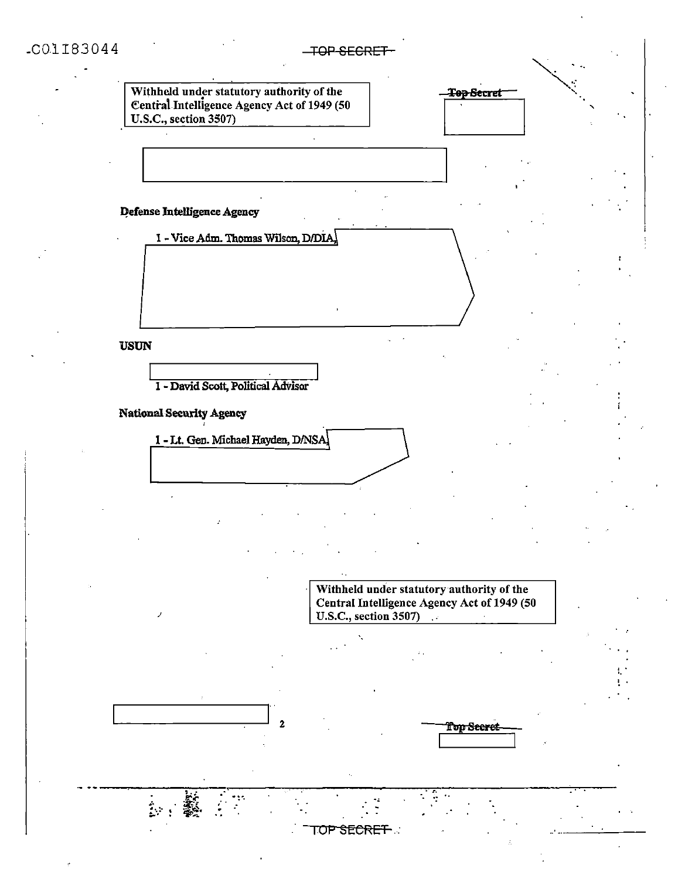Withheld under statutory authority of the Central Intelligence Agency Act of 1949 (50 U.S.C., section 3507)

**Defense Intelligence Agency**

1 - Vice Adm. Thomas Wilson, D/DIA,

**USUN**

1 - David Scott, Political Advisor

**National Security Agency**

1 - Lt. Gen. Michael Hayden, D/NSA,

Withheld under statutory authority of the Central Intelligence Agency Act of 1949 (50 U.S.C., section 3507)